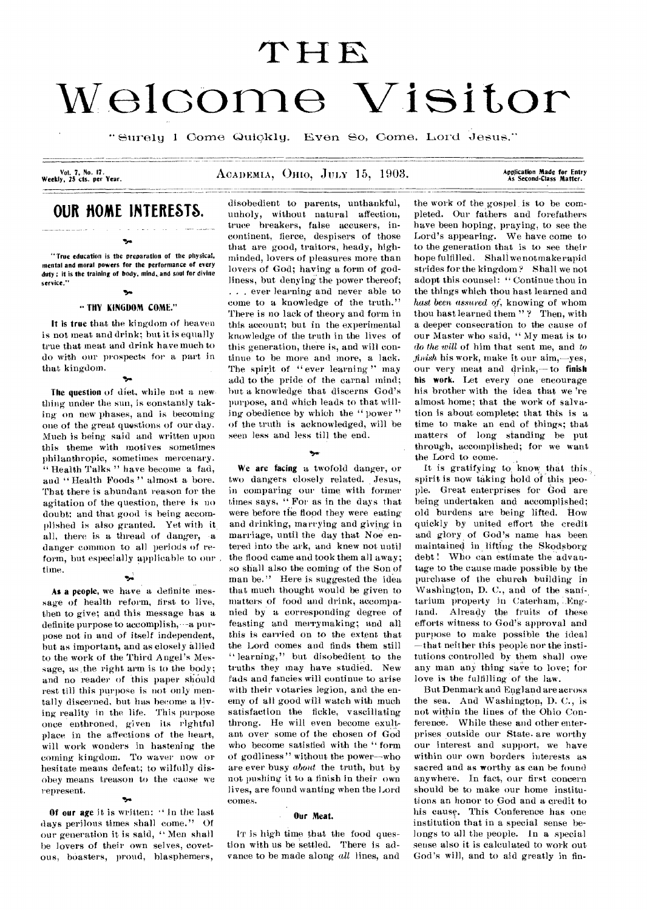# THE Welcome Visitor

"Surely I Come Quickly. Even So, Come, Lord Jesus."

Vol. 7, No. 17. Weekly, 25 cts. per Year.

ACADEMIA, OHIO, JULY 15, 1903.

Application Made for Entry As Second-Class Matter.

## OUR HOME INTERESTS.

"True education is the preparation of the physical, mental and moral powers for the performance of every duty; it is the training of body, mind, and soul for divine service."

### "THY KINGDOM COME."

**It is true** that the kingdom of heaven is not meat and drink; but it is equally true that meat and drink have much to do with our prospects for a part in that kingdom.

**The question** of diet, while not a new thing under the sun, is constantly taking on new phases, and is becoming one of the great questions of our day. Much is being said and written upon this theme with motives sometimes philanthropic, sometimes mercenary. "Health Talks" have become a fad, and "Health Foods" almost a bore. That there is abundant reason for the agitation of the question, there is no doubt; and that good is being accomplished is also granted. Yet with it all, there is a thread of danger, a danger common to all periods of reform, but especially applicable to our time.

**As a people,** we have a definite message of health reform, first to live, then to give; and this message has a definite purpose to accomplish,—a purpose not in and of itself independent, but as important, and as closely allied to the work of the Third Angel's Message, as the right arm is to the body; and no reader of this paper should rest till this purpose is not only mentally discerned, but has become a living reality in the life. This purpose once enthroned, given its rightful place in the affections of the heart, will work wonders in hastening the coming kingdom. To waver now or hesitate means defeat; to wilfully disobey means treason to the cause we represent.

**Of our age** it is written: "In the last days perilous times shall come." Of our generation it is said, "Men shall be lovers of their own selves, covetous, boasters, proud, blasphemers, disobedient to parents, unthankful, unholy, without natural affection, truce breakers, false accusers, incontinent, fierce, despisers of those that are good, traitors, heady, highminded, lovers of pleasures more than lovers of God; having a form of godliness, but denying the power thereof; . . . ever learning and never able to come to a knowledge of the truth." There is no lack of theory and form in this account; but in the experimental knowledge of the truth in the lives of this generation, there is, and will continue to be more and more, a lack. The spirit of "ever learning" may add to the pride of the carnal mind; but a knowledge that discerns God's purpose, and which leads to that willing obedience by which the "power" of the truth is acknowledged, will be seen less and less till the end.

**We are facing** a twofold danger, or two dangers closely related. Jesus, in comparing our time with former times says, "For as in the days that were before the flood they were eating and drinking, marrying and giving in marriage, until the day that Noe entered into the ark, and knew not until the flood came and took them all away; so shall also the coming of the Son of man be." Here is suggested the idea that much thought would be given to matters of food and drink, accompanied by a corresponding degree of feasting and merrymaking; and all this is carried on to the extent that the Lord comes and finds them still "learning," but disobedient to the truths they may have studied. New fads and fancies will continue to arise with their votaries legion, and the enemy of all good will watch with much satisfaction the fickle, vascillating throng. He will even become exultant over some of the chosen of God who become satisfied with the "form of godliness" without the power—who are ever busy *about* the truth, but by not pushing it to a finish in their own lives, are found wanting when the Lord comes.

#### Our Meat.

IT is high time that the food question with us be settled. There is advance to be made along *all* lines, and the work of the gospel is to be completed. Our fathers and forefathers have been hoping, praying, to see the Lord's appearing. We have come to to the generation that is to see their hope fulfilled. Shall we not make rapid strides for the kingdom? Shall we not adopt this counsel: "Continue thou in the things which thou hast learned and *hast been assured of*, knowing of whom thou hast learned them"? Then, with a deeper consecration to the cause of our Master who said, "My meat is to *do the will* of him that sent me, and *to finish* his work, make it our aim,—yes, our very meat and drink,—to **finish his work.** Let every one encourage his brother with the idea that we 're almost home; that the work of salvation is about complete; that this is a time to make an end of things; that matters of long standing be put through, accomplished; for we want the Lord to come.

It is gratifying to know that this spirit is now taking hold of this people. Great enterprises for God are being undertaken and accomplished; old burdens are being lifted. How quickly by united effort the credit and glory of God's name has been maintained in lifting the Skodsborg debt! Who can estimate the advantage to the cause made possible by the purchase of the church building in Washington, D. C., and of the sanitarium property in Caterham, England. Already the fruits of these efforts witness to God's approval and purpose to make possible the ideal—that neither this people nor the institutions controlled by them shall owe any man any thing save to love; for love is the fulfilling of the law.

But Denmark and England are across the sea. And Washington, D. C., is not within the lines of the Ohio Conference. While these and other enterprises outside our State are worthy our interest and support, we have within our own borders interests as sacred and as worthy as can be found anywhere. In fact, our first concern should be to make our home institutions an honor to God and a credit to his cause. This Conference has one institution that in a special sense belongs to all the people. In a special sense also it is calculated to work out God's will, and to aid greatly in fin-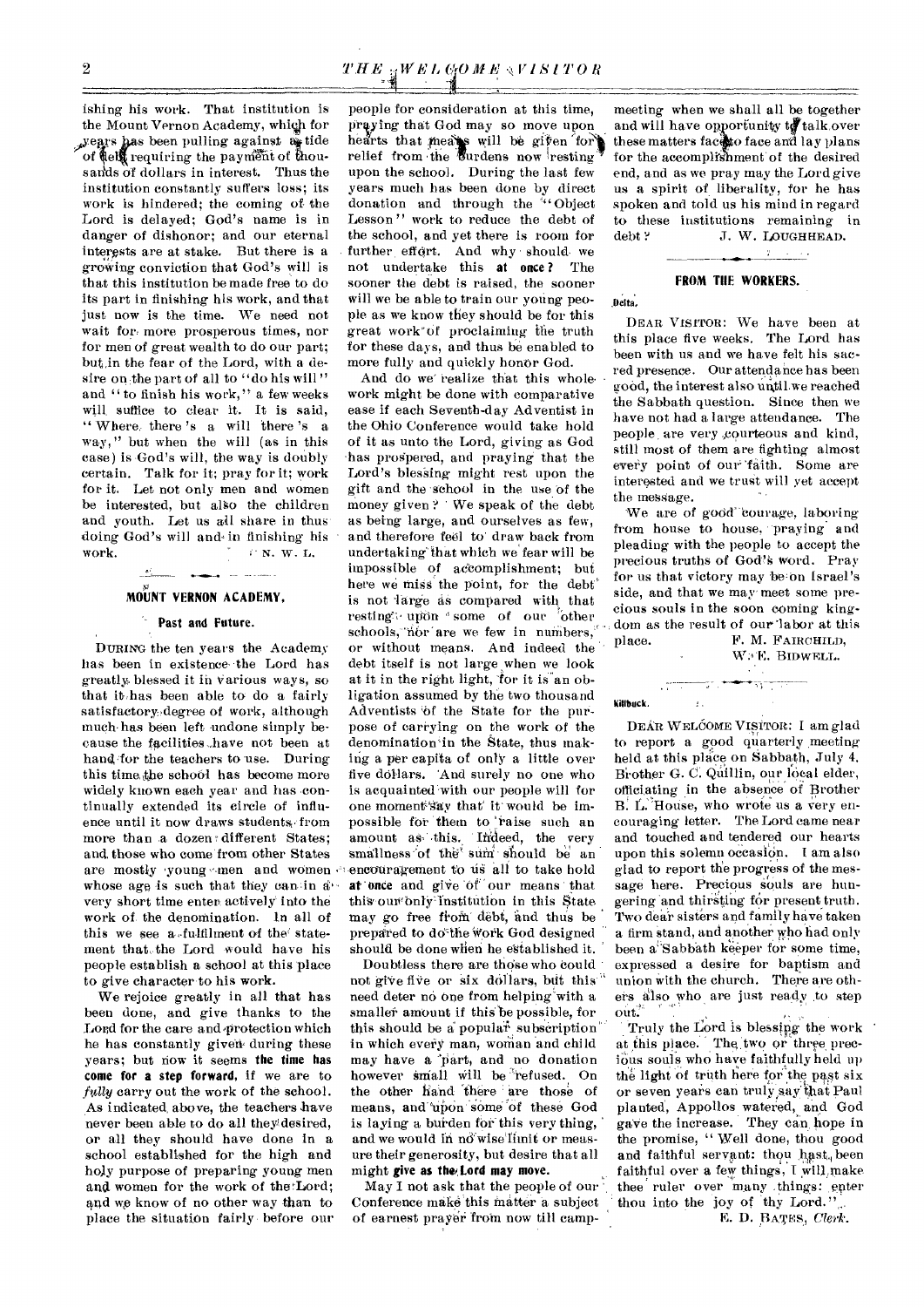ishing his work. That institution is the Mount Vernon Academy, which for years has been pulling against a tide of debt requiring the payment of thousands of dollars in interest. Thus the institution constantly suffers loss; its work is hindered; the coming of the Lord is delayed; God's name is in danger of dishonor; and our eternal interests are at stake. But there is a growing conviction that God's will is that this institution be made free to do its part in finishing his work, and that just now is the time. We need not wait for more prosperous times, nor for men of great wealth to do our part; but in the fear of the Lord, with a desire on the part of all to "do his will" and "to finish his work," a few weeks will suffice to clear it. It is said, "Where there's a will there's a way," but when the will (as in this case) is God's will, the way is doubly certain. Talk for it; pray for it; work for it. Let not only men and women be interested, but also the children and youth. Let us all share in thus doing God's will and in finishing his work.

N. W. L.

## MOUNT VERNON ACADEMY.

### Past and Future.

DURING the ten years the Academy has been in existence the Lord has greatly blessed it in various ways, so that it has been able to do a fairly satisfactory degree of work, although much has been left undone simply because the facilities have not been at hand for the teachers to use. During this time the school has become more widely known each year and has continually extended its circle of influence until it now draws students from more than a dozen different States; and those who come from other States are mostly young men and women whose age is such that they can in a very short time enter actively into the work of the denomination. In all of this we see a fulfilment of the statement that the Lord would have his people establish a school at this place to give character to his work.

We rejoice greatly in all that has been done, and give thanks to the Lord for the care and protection which he has constantly given during these years; but now it seems **the time has come for a step forward**, if we are to *fully* carry out the work of the school. As indicated above, the teachers have never been able to do all they desired, or all they should have done in a school established for the high and holy purpose of preparing young men and women for the work of the Lord; and we know of no other way than to place the situation fairly before our people for consideration at this time, praying that God may so move upon hearts that means will be given for relief from the burdens now resting upon the school. During the last few years much has been done by direct donation and through the "Object Lesson" work to reduce the debt of the school, and yet there is room for further effort. And why should we not undertake this **at once?** The sooner the debt is raised, the sooner will we be able to train our young people as we know they should be for this great work of proclaiming the truth for these days, and thus be enabled to more fully and quickly honor God.

And do we realize that this whole work might be done with comparative ease if each Seventh-day Adventist in the Ohio Conference would take hold of it as unto the Lord, giving as God has prospered, and praying that the Lord's blessing might rest upon the gift and the school in the use of the money given? We speak of the debt as being large, and ourselves as few, and therefore feel to draw back from undertaking that which we fear will be impossible of accomplishment; but here we miss the point, for the debt is not large as compared with that resting upon some of our other schools, nor are we few in numbers, or without means. And indeed the debt itself is not large when we look at it in the right light, for it is an obligation assumed by the two thousand Adventists of the State for the purpose of carrying on the work of the denomination in the State, thus making a per capita of only a little over five dollars. And surely no one who is acquainted with our people will for one moment say that it would be impossible for them to raise such an amount as this. Indeed, the very smallness of the sum should be an encouragement to us all to take hold **at once** and give of our means that this our only institution in this State may go free from debt, and thus be prepared to do the work God designed should be done when he established it.

Doubtless there are those who could not give five or six dollars, but this need deter no one from helping with a smaller amount if this be possible, for this should be a popular subscription in which every man, woman and child may have a part, and no donation however small will be refused. On the other hand there are those of means, and upon some of these God is laying a burden for this very thing, and we would in no wise limit or measure their generosity, but desire that all might **give as the Lord may move.**

May I not ask that the people of our Conference make this matter a subject of earnest prayer from now till camp-meeting when we shall all be together and will have opportunity to talk over these matters face to face and lay plans for the accomplishment of the desired end, and as we pray may the Lord give us a spirit of liberality, for he has spoken and told us his mind in regard to these institutions remaining in debt?

J. W. LOUGHHEAD.

## FROM THE WORKERS.

**Delta.**

DEAR VISITOR: We have been at this place five weeks. The Lord has been with us and we have felt his sacred presence. Our attendance has been good, the interest also until we reached the Sabbath question. Since then we have not had a large attendance. The people are very courteous and kind, still most of them are fighting almost every point of our faith. Some are interested and we trust will yet accept the message.

We are of good courage, laboring from house to house, praying and pleading with the people to accept the precious truths of God's word. Pray for us that victory may be on Israel's side, and that we may meet some precious souls in the soon coming kingdom as the result of our labor at this place.

F. M. FAIRCHILD,
W. E. BIDWELL.

**Killbuck.**

DEAR WELCOME VISITOR: I am glad to report a good quarterly meeting held at this place on Sabbath, July 4. Brother G. C. Quillin, our local elder, officiating in the absence of Brother B. L. House, who wrote us a very encouraging letter. The Lord came near and touched and tendered our hearts upon this solemn occasion. I am also glad to report the progress of the message here. Precious souls are hungering and thirsting for present truth. Two dear sisters and family have taken a firm stand, and another who had only been a Sabbath keeper for some time, expressed a desire for baptism and union with the church. There are others also who are just ready to step out.

Truly the Lord is blessing the work at this place. The two or three precious souls who have faithfully held up the light of truth here for the past six or seven years can truly say that Paul planted, Appollos watered, and God gave the increase. They can hope in the promise, "Well done, thou good and faithful servant: thou hast been faithful over a few things, I will make thee ruler over many things: enter thou into the joy of thy Lord."

E. D. BATES, *Clerk.*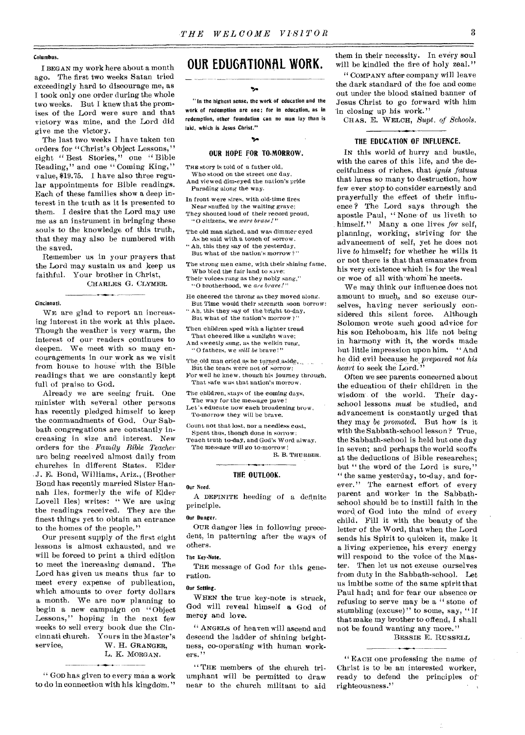#### Columbus.

I BEGAN my work here about a month ago. The first two weeks Satan tried exceedingly hard to discourage me, as I took only one order during the whole two weeks. But I knew that the promises of the Lord were sure and that victory was mine, and the Lord did give me the victory.

The last two weeks I have taken ten orders for "Christ's Object Lessons," eight "Best Stories," one "Bible Reading," and one "Coming King," value, $19.75. I have also three regular appointments for Bible readings. Each of these families show a deep interest in the truth as it is presented to them. I desire that the Lord may use me as an instrument in bringing these souls to the knowledge of this truth, that they may also be numbered with the saved.

Remember us in your prayers that the Lord may sustain us and keep us faithful. Your brother in Christ,

CHARLES G. CLYMER.

#### Cincinnati.

WE are glad to report an increasing interest in the work at this place. Though the weather is very warm, the interest of our readers continues to deepen. We meet with so many encouragements in our work as we visit from house to house with the Bible readings that we are constantly kept full of praise to God.

Already we are seeing fruit. One minister with several other persons has recently pledged himself to keep the commandments of God. Our Sabbath congregations are constantly increasing in size and interest. New orders for the *Family Bible Teacher* are being received almost daily from churches in different States. Elder J. E. Bond, Williams, Ariz., (Brother Bond has recently married Sister Hannah Iles, formerly the wife of Elder Lovell Iles) writes: "We are using the readings received. They are the finest things yet to obtain an entrance to the homes of the people."

Our present supply of the first eight lessons is almost exhausted, and we will be forced to print a third edition to meet the increasing demand. The Lord has given us means thus far to meet every expense of publication, which amounts to over forty dollars a month. We are now planning to begin a new campaign on "Object Lessons," hoping in the next few weeks to sell every book due the Cincinnati church. Yours in the Master's service,

W. H. GRANGER,
L. K. MORGAN.

"GOD has given to every man a work to do in connection with his kingdom."

# OUR EDUCATIONAL WORK.

"In the highest sense, the work of education and the work of redemption are one; for in education, as in redemption, other foundation can no man lay than is laid, which is Jesus Christ."

### OUR HOPE FOR TO-MORROW.

THE story is told of a father old,
Who stood on the street one day,
And viewed dim-eyed the nation's pride
Parading along the way.

In front were sires, with old-time fires
Near snuffed by the waiting grave;
They shouted loud of their record proud,
"O citizens, we *were brave!*"

The old man sighed, and was dimmer eyed
As he said with a touch of sorrow,
"Ah, this they say of the yesterday,
But what of the nation's morrow?"

The strong men came, with their shining fame,
Who bled the fair land to save;
Their voices rang as they nobly sang,"
"O brotherhood, we *are brave!*"

He cheered the throng as they moved along,
But Time would their strength soon borrow:
"Ah, this they say of the bright to-day,
But what of the nation's morrow?"

Then children sped with a lighter tread
That cheered like a sunlight wave;
And sweetly sung, as the welkin rung,
"O fathers, we *will be* brave!"

The old man cried as he turned aside,
But the tears were not of sorrow:
For well he knew, though his journey through,
That safe was that nation's morrow.

The children, stays of the coming days,
The way for the message pave!
Let's educate now each broadening brow,
To-morrow they will be brave.

Count not that lost, nor a needless cost,
Spent thus, though done in sorrow:
Teach truth to-day, and God's Word alway,
The message will go to-morrow!

R. B. THURBER.

### THE OUTLOOK.

#### Our Need.

A DEFINITE heeding of a definite principle.

#### Our Danger.

OUR danger lies in following precedent, in patterning after the ways of others.

#### The Key-Note.

THE message of God for this generation.

#### Our Setting.

WHEN the true key-note is struck, God will reveal himself a God of mercy and love.

"ANGELS of heaven will ascend and descend the ladder of shining brightness, co-operating with human workers."

"THE members of the church triumphant will be permitted to draw near to the church militant to aid them in their necessity. In every soul will be kindled the fire of holy zeal."

"COMPANY after company will leave the dark standard of the foe and come out under the blood stained banner of Jesus Christ to go forward with him in closing up his work."

CHAS. E. WELCH, *Supt. of Schools.*

### THE EDUCATION OF INFLUENCE.

IN this world of hurry and bustle, with the cares of this life, and the deceitfulness of riches, that *ignis fatuus* that lures so many to destruction, how few ever stop to consider earnestly and prayerfully the effect of their influence? The Lord says through the apostle Paul, "None of us liveth to himself." Many a one lives *for* self, planning, working, striving for the advancement of self, yet he does not live *to* himself; for whether he wills it or not there is that that emanates from his very existence which is for the weal or woe of all with whom he meets.

We may think our influence does not amount to much, and so excuse ourselves, having never seriously considered this silent force. Although Solomon wrote such good advice for his son Rehoboam, his life not being in harmony with it, the words made but little impression upon him. "And he did evil because he *prepared not his heart* to seek the Lord."

Often we see parents concerned about the education of their children in the wisdom of the world. Their day-school lessons *must* be studied, and advancement is constantly urged that they may *be promoted.* But how is it with the Sabbath-school lesson? True, the Sabbath-school is held but one day in seven; and perhaps the world scoffs at the deductions of Bible researches; but "the word of the Lord is sure," "the same yesterday, to-day, and forever." The earnest effort of every parent and worker in the Sabbath-school should be to instill faith in the word of God into the mind of every child. Fill it with the beauty of the letter of the Word, that when the Lord sends his Spirit to quicken it, make it a living experience, his every energy will respond to the voice of the Master. Then let us not excuse ourselves from duty in the Sabbath-school. Let us imbibe some of the same spirit that Paul had; and for fear our absence or refusing to serve may be a "stone of stumbling (excuse)" to some, say, "If that make my brother to offend, I shall not be found wanting any more."

BESSIE E. RUSSELL

"EACH one professing the name of Christ is to be an interested worker, ready to defend the principles of righteousness."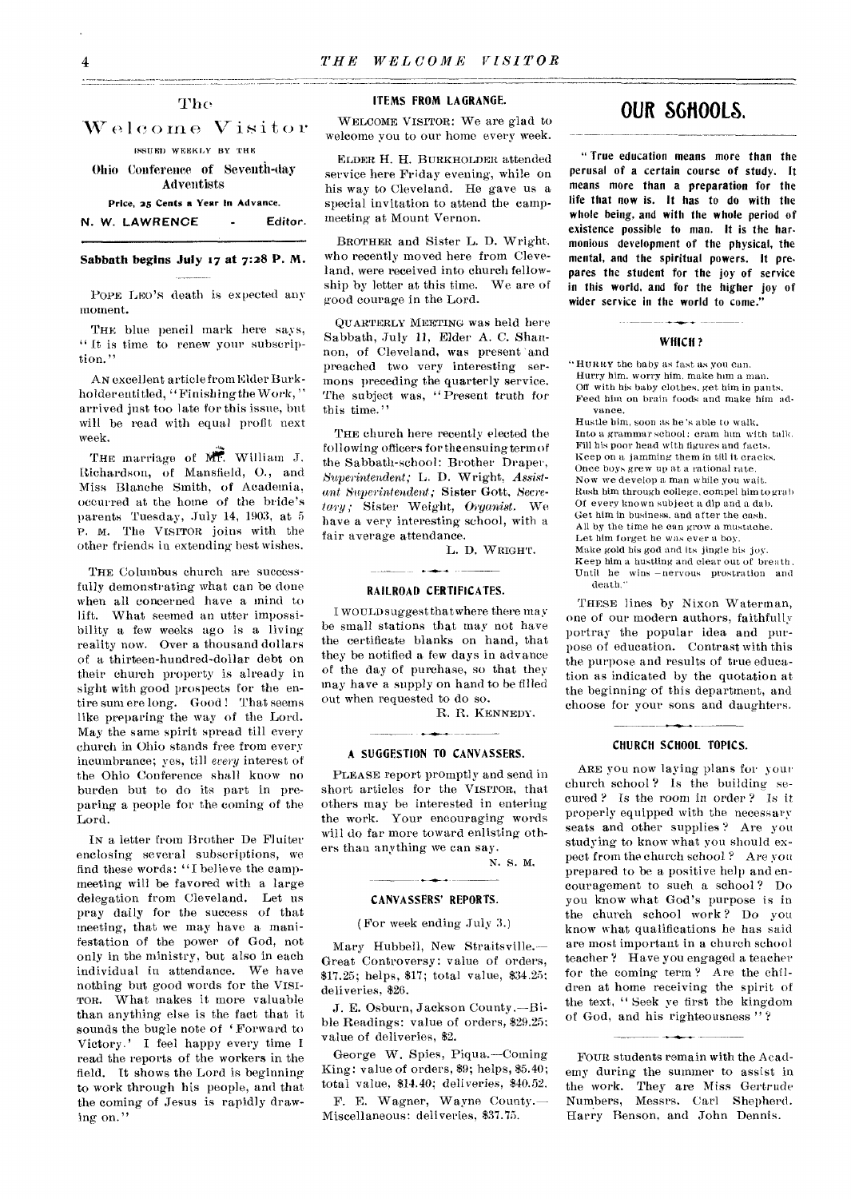# The Welcome Visitor

ISSUED WEEKLY BY THE

**Ohio Conference of Seventh-day Adventists**

**Price, 25 Cents a Year in Advance.**

**N. W. LAWRENCE - Editor.**

**Sabbath begins July 17 at 7:28 P. M.**

POPE LEO'S death is expected any moment.

THE blue pencil mark here says, "It is time to renew your subscription."

AN excellent article from Elder Burkholder entitled, "Finishing the Work," arrived just too late for this issue, but will be read with equal profit next week.

THE marriage of Mr. William J. Richardson, of Mansfield, O., and Miss Blanche Smith, of Academia, occurred at the home of the bride's parents Tuesday, July 14, 1903, at 5 P. M. The VISITOR joins with the other friends in extending best wishes.

THE Columbus church are successfully demonstrating what can be done when all concerned have a mind to lift. What seemed an utter impossibility a few weeks ago is a living reality now. Over a thousand dollars of a thirteen-hundred-dollar debt on their church property is already in sight with good prospects for the entire sum ere long. Good! That seems like preparing the way of the Lord. May the same spirit spread till every church in Ohio stands free from every incumbrance; yes, till *every* interest of the Ohio Conference shall know no burden but to do its part in preparing a people for the coming of the Lord.

IN a letter from Brother De Fluiter enclosing several subscriptions, we find these words: "I believe the campmeeting will be favored with a large delegation from Cleveland. Let us pray daily for the success of that meeting, that we may have a manifestation of the power of God, not only in the ministry, but also in each individual in attendance. We have nothing but good words for the VISITOR. What makes it more valuable than anything else is the fact that it sounds the bugle note of 'Forward to Victory.' I feel happy every time I read the reports of the workers in the field. It shows the Lord is beginning to work through his people, and that the coming of Jesus is rapidly drawing on."

### ITEMS FROM LAGRANGE.

WELCOME VISITOR: We are glad to welcome you to our home every week.

ELDER H. H. BURKHOLDER attended service here Friday evening, while on his way to Cleveland. He gave us a special invitation to attend the campmeeting at Mount Vernon.

BROTHER and Sister L. D. Wright, who recently moved here from Cleveland, were received into church fellowship by letter at this time. We are of good courage in the Lord.

QUARTERLY MEETING was held here Sabbath, July 11, Elder A. C. Shannon, of Cleveland, was present and preached two very interesting sermons preceding the quarterly service. The subject was, "Present truth for this time."

THE church here recently elected the following officers for the ensuing term of the Sabbath-school: Brother Draper, *Superintendent;* L. D. Wright, *Assistant Superintendent;* Sister Gott, *Secretary;* Sister Weight, *Organist.* We have a very interesting school, with a fair average attendance.

L. D. WRIGHT.

### RAILROAD CERTIFICATES.

I WOULD suggest that where there may be small stations that may not have the certificate blanks on hand, that they be notified a few days in advance of the day of purchase, so that they may have a supply on hand to be filled out when requested to do so.

R. R. KENNEDY.

### A SUGGESTION TO CANVASSERS.

PLEASE report promptly and send in short articles for the VISITOR, that others may be interested in entering the work. Your encouraging words will do far more toward enlisting others than anything we can say.

N. S. M.

### CANVASSERS' REPORTS.

(For week ending July 3.)

Mary Hubbell, New Straitsville.—Great Controversy: value of orders, $17.25; helps, $17; total value, $34.25; deliveries, $26.

J. E. Osburn, Jackson County.—Bible Readings: value of orders, $29.25; value of deliveries, $2.

George W. Spies, Piqua.—Coming King: value of orders, $9; helps, $5.40; total value, $14.40; deliveries, $40.52.

F. E. Wagner, Wayne County.—Miscellaneous: deliveries, $37.75.

## OUR SCHOOLS.

**"True education means more than the perusal of a certain course of study. It means more than a preparation for the life that now is. It has to do with the whole being, and with the whole period of existence possible to man. It is the harmonious development of the physical, the mental, and the spiritual powers. It prepares the student for the joy of service in this world, and for the higher joy of wider service in the world to come."**

### WHICH?

"HURRY the baby as fast as you can,
Hurry him, worry him, make him a man.
Off with his baby clothes, get him in pants,
Feed him on brain foods and make him advance.
Hustle him, soon as he's able to walk,
Into a grammar school; cram him with talk.
Fill his poor head with figures and facts,
Keep on a jamming them in till it cracks.
Once boys grew up at a rational rate,
Now we develop a man while you wait.
Rush him through college, compel him to grab
Of every known subject a dip and a dab.
Get him in business, and after the cash,
All by the time he can grow a mustache.
Let him forget he was ever a boy.
Make gold his god and its jingle his joy.
Keep him a hustling and clear out of breath,
Until he wins—nervous prostration and death."

THESE lines by Nixon Waterman, one of our modern authors, faithfully portray the popular idea and purpose of education. Contrast with this the purpose and results of true education as indicated by the quotation at the beginning of this department, and choose for your sons and daughters.

### CHURCH SCHOOL TOPICS.

ARE you now laying plans for your church school? Is the building secured? Is the room in order? Is it properly equipped with the necessary seats and other supplies? Are you studying to know what you should expect from the church school? Are you prepared to be a positive help and encouragement to such a school? Do you know what God's purpose is in the church school work? Do you know what qualifications he has said are most important in a church school teacher? Have you engaged a teacher for the coming term? Are the children at home receiving the spirit of the text, "Seek ye first the kingdom of God, and his righteousness"?

FOUR students remain with the Academy during the summer to assist in the work. They are Miss Gertrude Numbers, Messrs. Carl Shepherd, Harry Benson, and John Dennis.